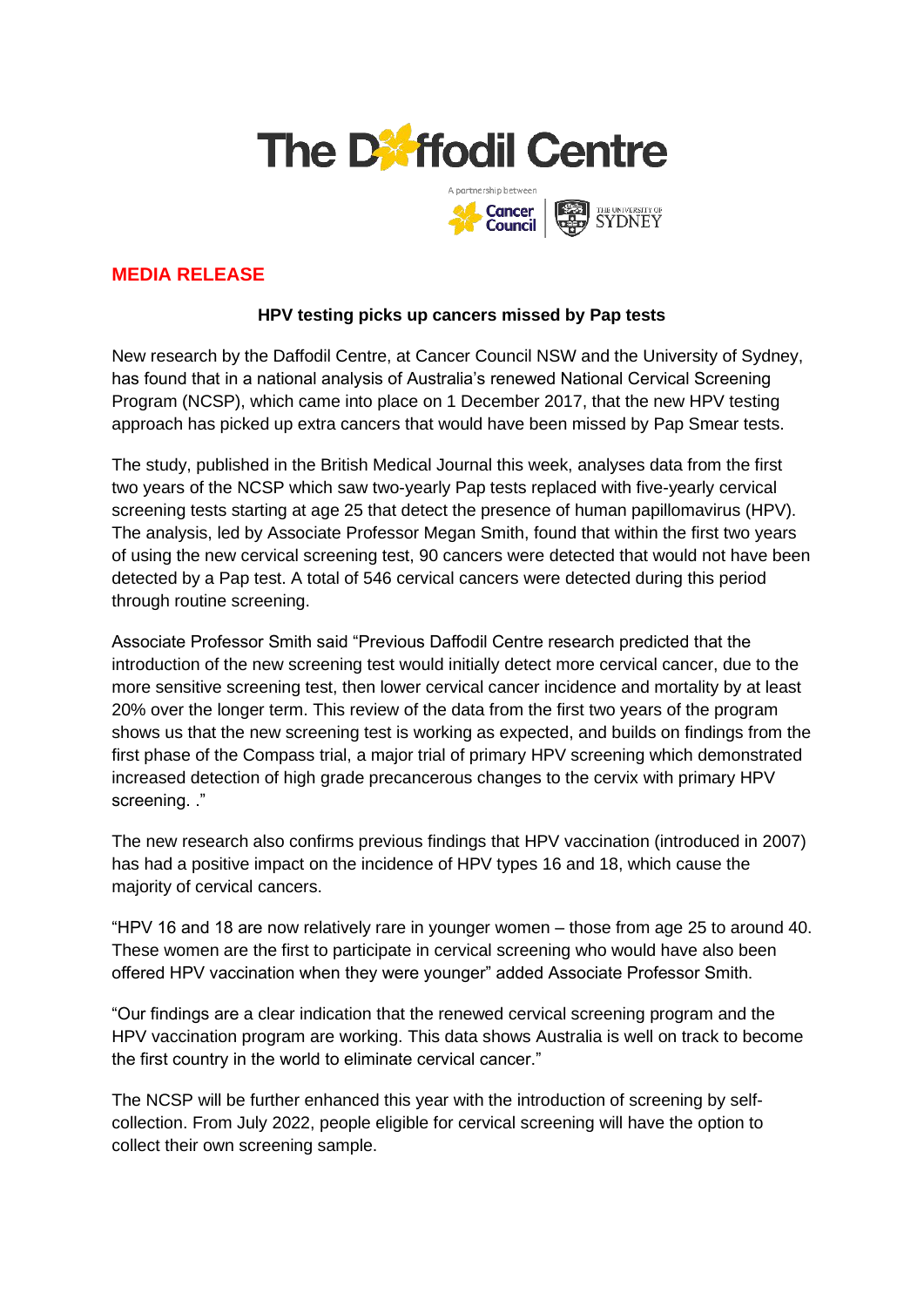# The Daffodil Centre

A partnership between Cancer Council | The University of Sydney

**MEDIA RELEASE**

**HPV testing picks up cancers missed by Pap tests**

New research by the Daffodil Centre, at Cancer Council NSW and the University of Sydney, has found that in a national analysis of Australia's renewed National Cervical Screening Program (NCSP), which came into place on 1 December 2017, that the new HPV testing approach has picked up extra cancers that would have been missed by Pap Smear tests.

The study, published in the British Medical Journal this week, analyses data from the first two years of the NCSP which saw two-yearly Pap tests replaced with five-yearly cervical screening tests starting at age 25 that detect the presence of human papillomavirus (HPV). The analysis, led by Associate Professor Megan Smith, found that within the first two years of using the new cervical screening test, 90 cancers were detected that would not have been detected by a Pap test. A total of 546 cervical cancers were detected during this period through routine screening.

Associate Professor Smith said "Previous Daffodil Centre research predicted that the introduction of the new screening test would initially detect more cervical cancer, due to the more sensitive screening test, then lower cervical cancer incidence and mortality by at least 20% over the longer term. This review of the data from the first two years of the program shows us that the new screening test is working as expected, and builds on findings from the first phase of the Compass trial, a major trial of primary HPV screening which demonstrated increased detection of high grade precancerous changes to the cervix with primary HPV screening. ."

The new research also confirms previous findings that HPV vaccination (introduced in 2007) has had a positive impact on the incidence of HPV types 16 and 18, which cause the majority of cervical cancers.

"HPV 16 and 18 are now relatively rare in younger women – those from age 25 to around 40. These women are the first to participate in cervical screening who would have also been offered HPV vaccination when they were younger" added Associate Professor Smith.

"Our findings are a clear indication that the renewed cervical screening program and the HPV vaccination program are working. This data shows Australia is well on track to become the first country in the world to eliminate cervical cancer."

The NCSP will be further enhanced this year with the introduction of screening by self-collection. From July 2022, people eligible for cervical screening will have the option to collect their own screening sample.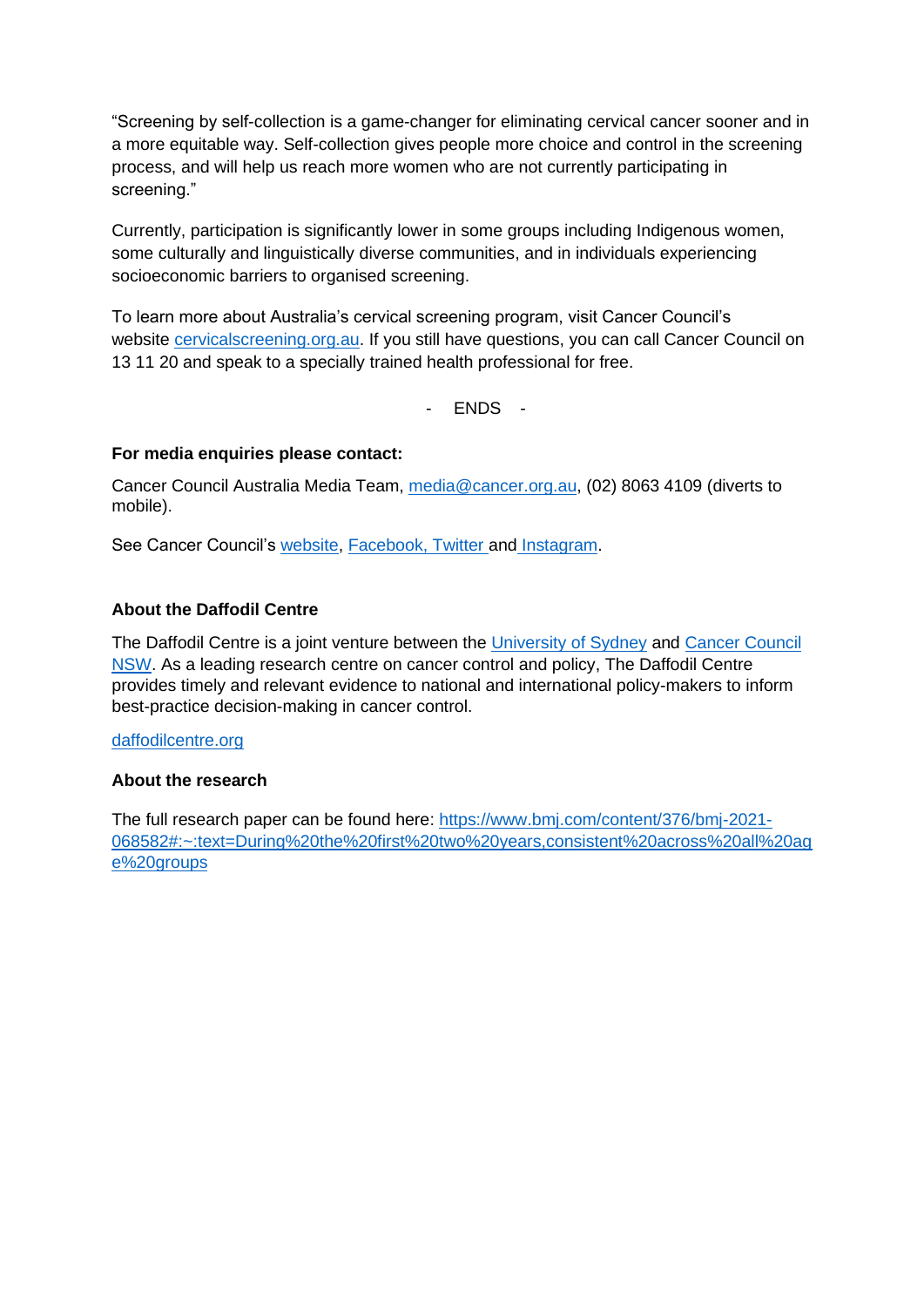"Screening by self-collection is a game-changer for eliminating cervical cancer sooner and in a more equitable way. Self-collection gives people more choice and control in the screening process, and will help us reach more women who are not currently participating in screening."

Currently, participation is significantly lower in some groups including Indigenous women, some culturally and linguistically diverse communities, and in individuals experiencing socioeconomic barriers to organised screening.

To learn more about Australia's cervical screening program, visit Cancer Council's website [cervicalscreening.org.au](cervicalscreening.org.au). If you still have questions, you can call Cancer Council on 13 11 20 and speak to a specially trained health professional for free.

- ENDS -

**For media enquiries please contact:**

Cancer Council Australia Media Team, [media@cancer.org.au](mailto:media@cancer.org.au), (02) 8063 4109 (diverts to mobile).

See Cancer Council's website, Facebook, Twitter and Instagram.

**About the Daffodil Centre**

The Daffodil Centre is a joint venture between the University of Sydney and Cancer Council NSW. As a leading research centre on cancer control and policy, The Daffodil Centre provides timely and relevant evidence to national and international policy-makers to inform best-practice decision-making in cancer control.

[daffodilcentre.org](daffodilcentre.org)

**About the research**

The full research paper can be found here: [https://www.bmj.com/content/376/bmj-2021-068582#:~:text=During%20the%20first%20two%20years,consistent%20across%20all%20age%20groups](https://www.bmj.com/content/376/bmj-2021-068582#:~:text=During%20the%20first%20two%20years,consistent%20across%20all%20age%20groups)